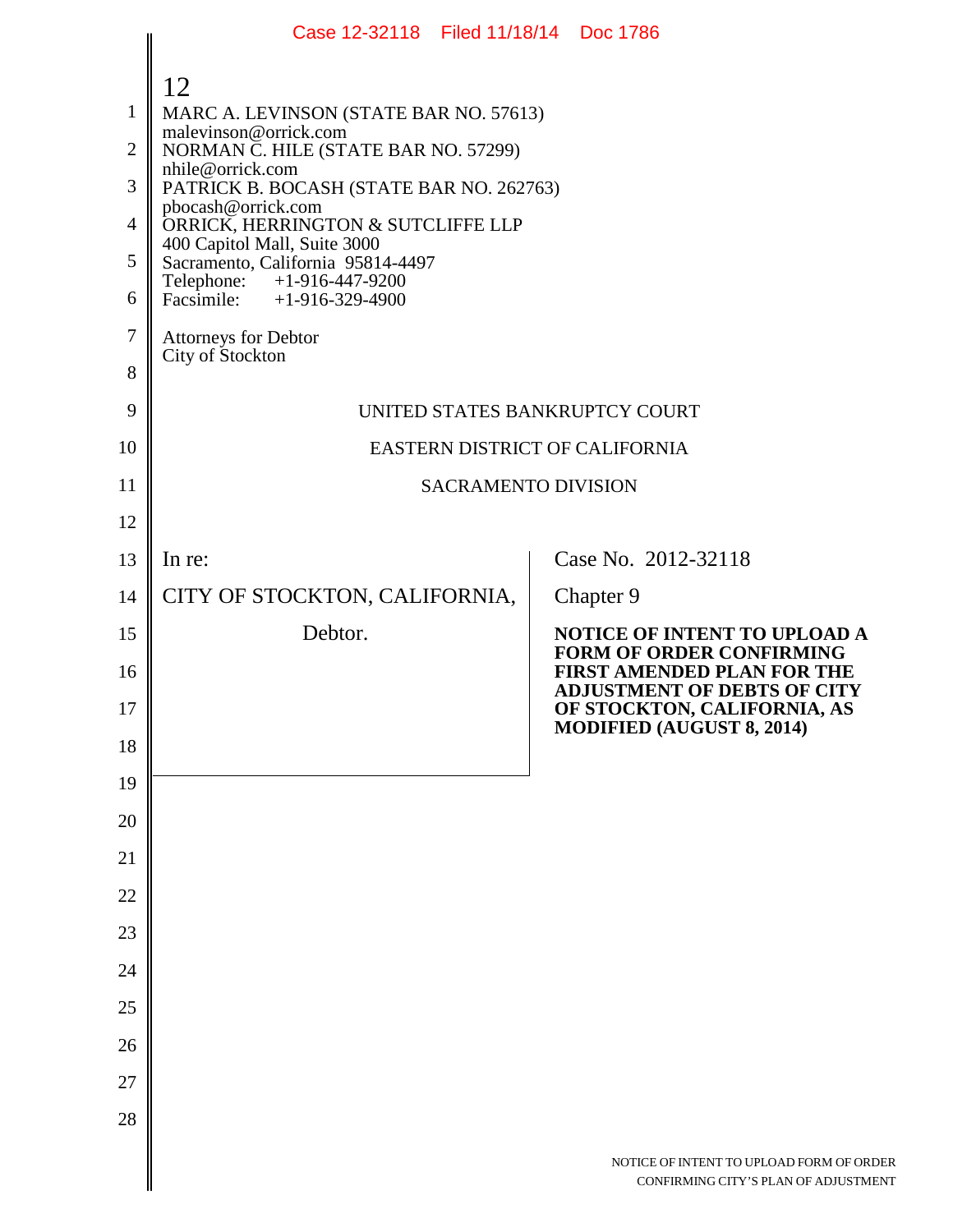MARC A. LEVINSON (STATE BAR NO. 57613)
malevinson@orrick.com
NORMAN C. HILE (STATE BAR NO. 57299)
nhile@orrick.com
PATRICK B. BOCASH (STATE BAR NO. 262763)
pbocash@orrick.com
ORRICK, HERRINGTON & SUTCLIFFE LLP
400 Capitol Mall, Suite 3000
Sacramento, California 95814-4497
Telephone: +1-916-447-9200
Facsimile: +1-916-329-4900

Attorneys for Debtor
City of Stockton

UNITED STATES BANKRUPTCY COURT

EASTERN DISTRICT OF CALIFORNIA

SACRAMENTO DIVISION

| | |
|---|---|
| In re: | Case No. 2012-32118 |
| CITY OF STOCKTON, CALIFORNIA, | Chapter 9 |
| Debtor. | **NOTICE OF INTENT TO UPLOAD A FORM OF ORDER CONFIRMING FIRST AMENDED PLAN FOR THE ADJUSTMENT OF DEBTS OF CITY OF STOCKTON, CALIFORNIA, AS MODIFIED (AUGUST 8, 2014)** |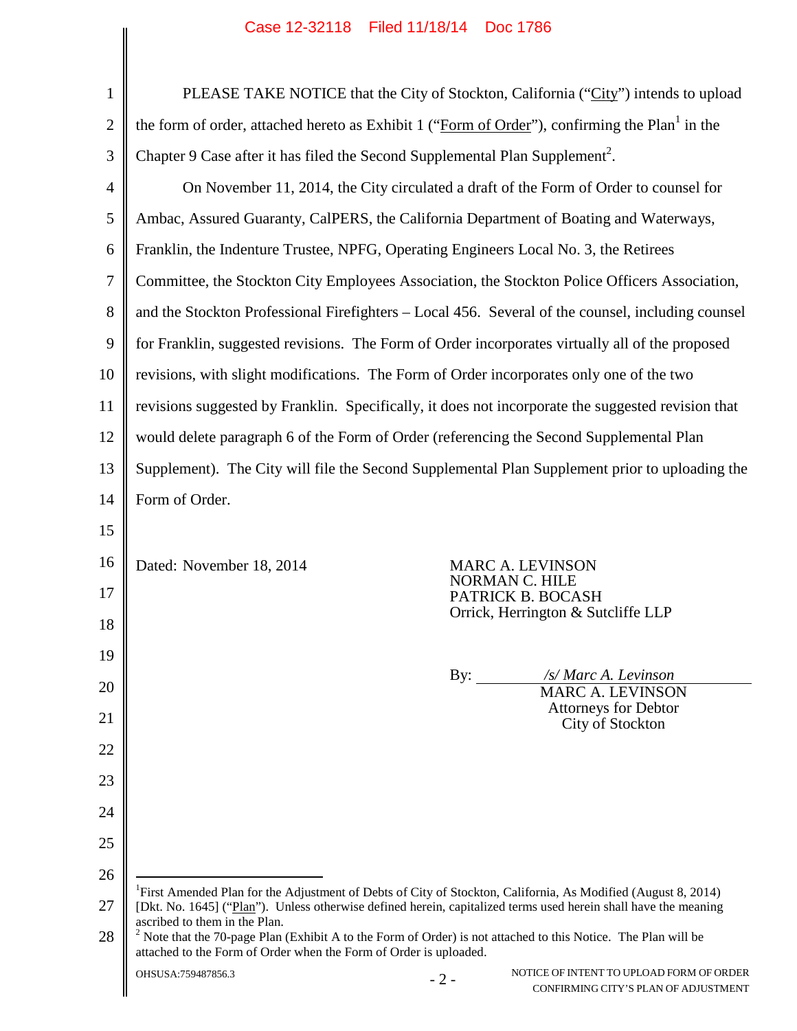PLEASE TAKE NOTICE that the City of Stockton, California ("City") intends to upload the form of order, attached hereto as Exhibit 1 ("Form of Order"), confirming the Plan[1] in the Chapter 9 Case after it has filed the Second Supplemental Plan Supplement[2].

On November 11, 2014, the City circulated a draft of the Form of Order to counsel for Ambac, Assured Guaranty, CalPERS, the California Department of Boating and Waterways, Franklin, the Indenture Trustee, NPFG, Operating Engineers Local No. 3, the Retirees Committee, the Stockton City Employees Association, the Stockton Police Officers Association, and the Stockton Professional Firefighters – Local 456. Several of the counsel, including counsel for Franklin, suggested revisions. The Form of Order incorporates virtually all of the proposed revisions, with slight modifications. The Form of Order incorporates only one of the two revisions suggested by Franklin. Specifically, it does not incorporate the suggested revision that would delete paragraph 6 of the Form of Order (referencing the Second Supplemental Plan Supplement). The City will file the Second Supplemental Plan Supplement prior to uploading the Form of Order.

Dated: November 18, 2014

MARC A. LEVINSON
NORMAN C. HILE
PATRICK B. BOCASH
Orrick, Herrington & Sutcliffe LLP

By: */s/ Marc A. Levinson*
MARC A. LEVINSON
Attorneys for Debtor
City of Stockton

---

[1] First Amended Plan for the Adjustment of Debts of City of Stockton, California, As Modified (August 8, 2014) [Dkt. No. 1645] ("Plan"). Unless otherwise defined herein, capitalized terms used herein shall have the meaning ascribed to them in the Plan.

[2] Note that the 70-page Plan (Exhibit A to the Form of Order) is not attached to this Notice. The Plan will be attached to the Form of Order when the Form of Order is uploaded.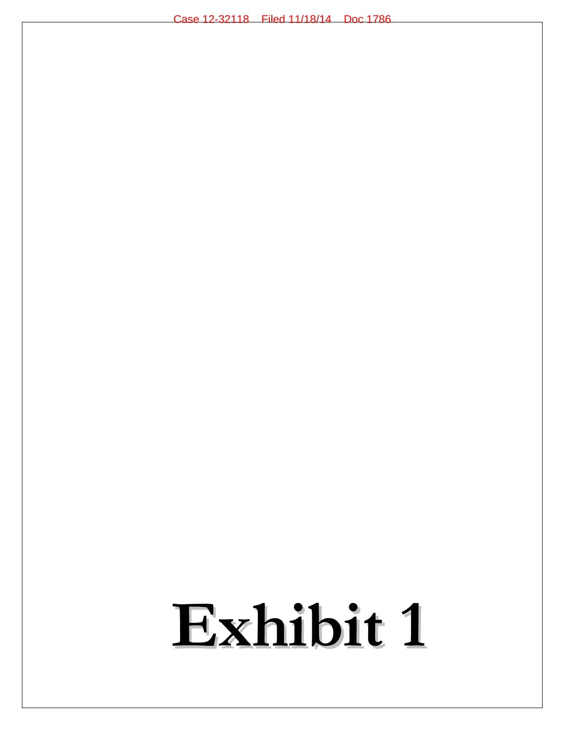# Exhibit 1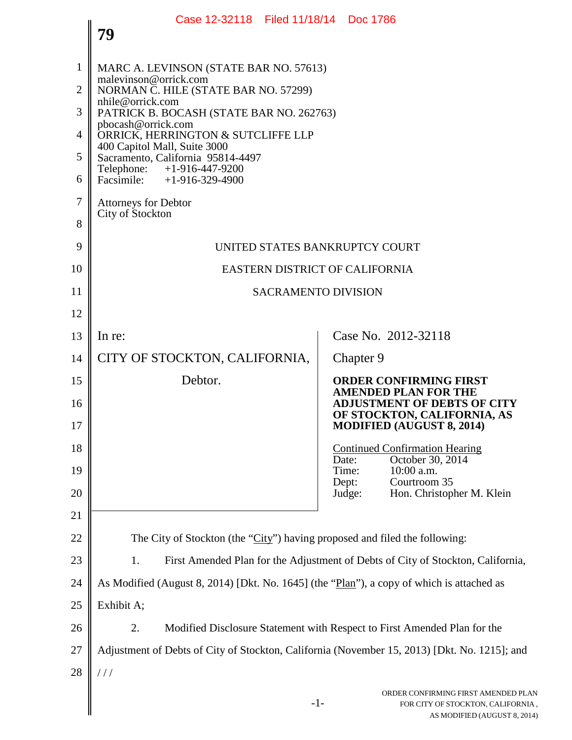MARC A. LEVINSON (STATE BAR NO. 57613)
malevinson@orrick.com
NORMAN C. HILE (STATE BAR NO. 57299)
nhile@orrick.com
PATRICK B. BOCASH (STATE BAR NO. 262763)
pbocash@orrick.com
ORRICK, HERRINGTON & SUTCLIFFE LLP
400 Capitol Mall, Suite 3000
Sacramento, California 95814-4497
Telephone: +1-916-447-9200
Facsimile: +1-916-329-4900

Attorneys for Debtor
City of Stockton

UNITED STATES BANKRUPTCY COURT

EASTERN DISTRICT OF CALIFORNIA

SACRAMENTO DIVISION

| In re: | Case No. 2012-32118 |
|---|---|
| CITY OF STOCKTON, CALIFORNIA, | Chapter 9 |
| Debtor. | **ORDER CONFIRMING FIRST AMENDED PLAN FOR THE ADJUSTMENT OF DEBTS OF CITY OF STOCKTON, CALIFORNIA, AS MODIFIED (AUGUST 8, 2014)** |
| | Continued Confirmation Hearing<br>Date: October 30, 2014<br>Time: 10:00 a.m.<br>Dept: Courtroom 35<br>Judge: Hon. Christopher M. Klein |

The City of Stockton (the "City") having proposed and filed the following:

1. First Amended Plan for the Adjustment of Debts of City of Stockton, California, As Modified (August 8, 2014) [Dkt. No. 1645] (the "Plan"), a copy of which is attached as Exhibit A;

2. Modified Disclosure Statement with Respect to First Amended Plan for the Adjustment of Debts of City of Stockton, California (November 15, 2013) [Dkt. No. 1215]; and

/ / /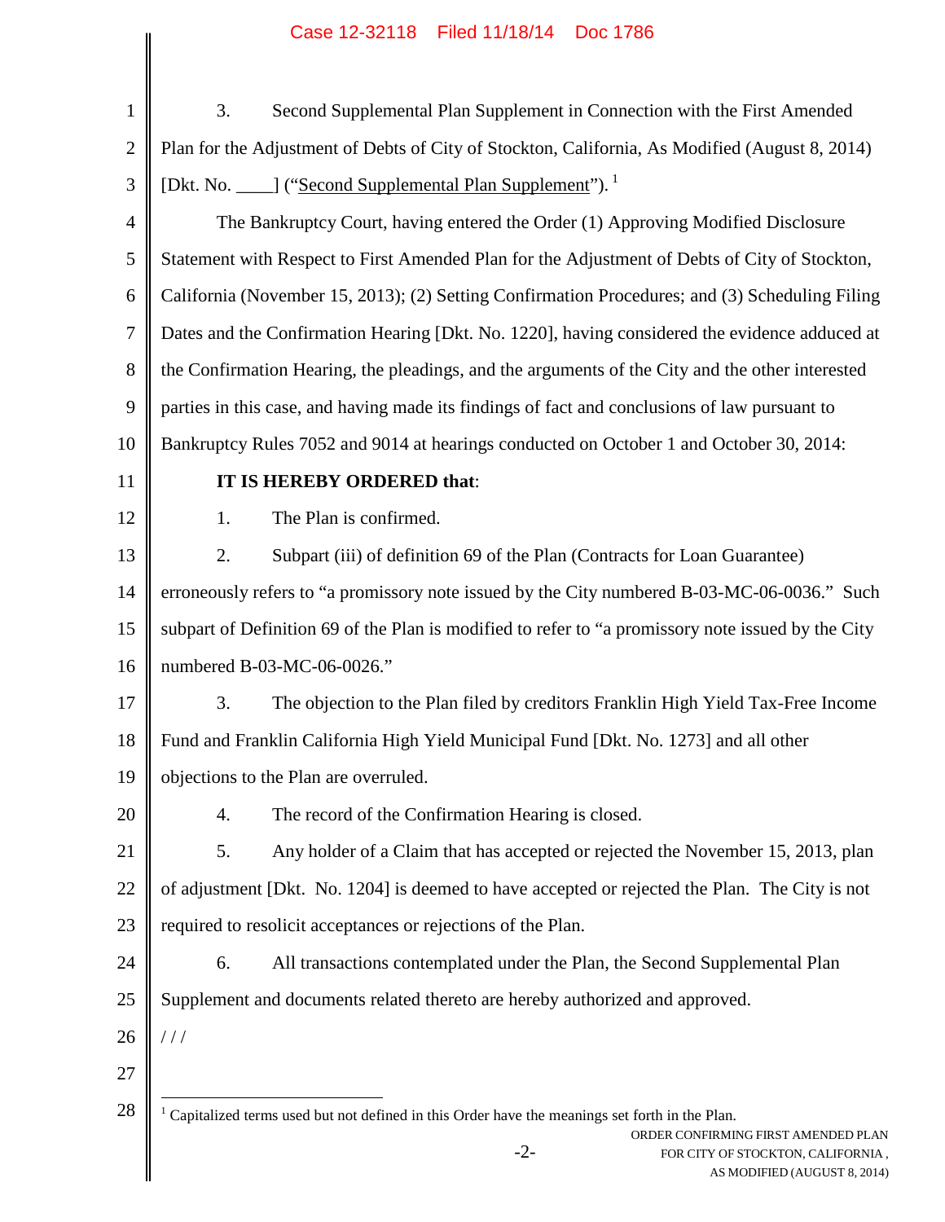3. Second Supplemental Plan Supplement in Connection with the First Amended Plan for the Adjustment of Debts of City of Stockton, California, As Modified (August 8, 2014) [Dkt. No. ____] ("Second Supplemental Plan Supplement").[1]

The Bankruptcy Court, having entered the Order (1) Approving Modified Disclosure Statement with Respect to First Amended Plan for the Adjustment of Debts of City of Stockton, California (November 15, 2013); (2) Setting Confirmation Procedures; and (3) Scheduling Filing Dates and the Confirmation Hearing [Dkt. No. 1220], having considered the evidence adduced at the Confirmation Hearing, the pleadings, and the arguments of the City and the other interested parties in this case, and having made its findings of fact and conclusions of law pursuant to Bankruptcy Rules 7052 and 9014 at hearings conducted on October 1 and October 30, 2014:

**IT IS HEREBY ORDERED that**:

1. The Plan is confirmed.

2. Subpart (iii) of definition 69 of the Plan (Contracts for Loan Guarantee) erroneously refers to "a promissory note issued by the City numbered B-03-MC-06-0036." Such subpart of Definition 69 of the Plan is modified to refer to "a promissory note issued by the City numbered B-03-MC-06-0026."

3. The objection to the Plan filed by creditors Franklin High Yield Tax-Free Income Fund and Franklin California High Yield Municipal Fund [Dkt. No. 1273] and all other objections to the Plan are overruled.

4. The record of the Confirmation Hearing is closed.

5. Any holder of a Claim that has accepted or rejected the November 15, 2013, plan of adjustment [Dkt. No. 1204] is deemed to have accepted or rejected the Plan. The City is not required to resolicit acceptances or rejections of the Plan.

6. All transactions contemplated under the Plan, the Second Supplemental Plan Supplement and documents related thereto are hereby authorized and approved.

/ / /

[1] Capitalized terms used but not defined in this Order have the meanings set forth in the Plan.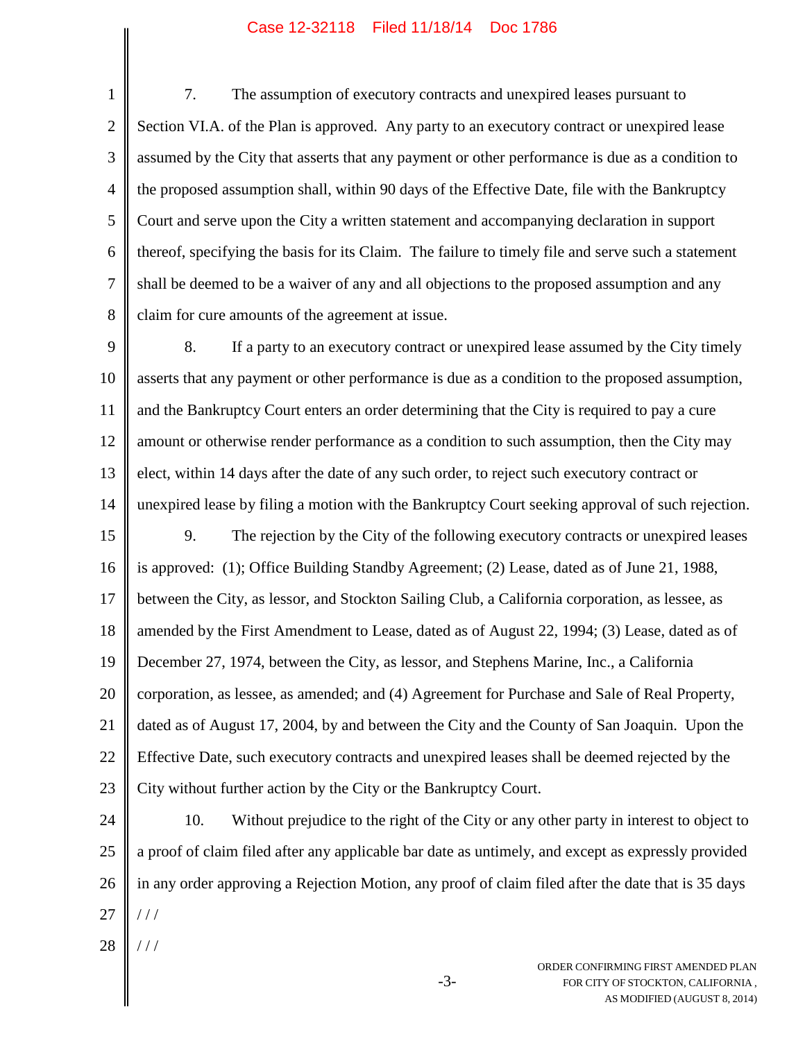7. The assumption of executory contracts and unexpired leases pursuant to Section VI.A. of the Plan is approved. Any party to an executory contract or unexpired lease assumed by the City that asserts that any payment or other performance is due as a condition to the proposed assumption shall, within 90 days of the Effective Date, file with the Bankruptcy Court and serve upon the City a written statement and accompanying declaration in support thereof, specifying the basis for its Claim. The failure to timely file and serve such a statement shall be deemed to be a waiver of any and all objections to the proposed assumption and any claim for cure amounts of the agreement at issue.

8. If a party to an executory contract or unexpired lease assumed by the City timely asserts that any payment or other performance is due as a condition to the proposed assumption, and the Bankruptcy Court enters an order determining that the City is required to pay a cure amount or otherwise render performance as a condition to such assumption, then the City may elect, within 14 days after the date of any such order, to reject such executory contract or unexpired lease by filing a motion with the Bankruptcy Court seeking approval of such rejection.

9. The rejection by the City of the following executory contracts or unexpired leases is approved: (1); Office Building Standby Agreement; (2) Lease, dated as of June 21, 1988, between the City, as lessor, and Stockton Sailing Club, a California corporation, as lessee, as amended by the First Amendment to Lease, dated as of August 22, 1994; (3) Lease, dated as of December 27, 1974, between the City, as lessor, and Stephens Marine, Inc., a California corporation, as lessee, as amended; and (4) Agreement for Purchase and Sale of Real Property, dated as of August 17, 2004, by and between the City and the County of San Joaquin. Upon the Effective Date, such executory contracts and unexpired leases shall be deemed rejected by the City without further action by the City or the Bankruptcy Court.

10. Without prejudice to the right of the City or any other party in interest to object to a proof of claim filed after any applicable bar date as untimely, and except as expressly provided in any order approving a Rejection Motion, any proof of claim filed after the date that is 35 days

/ / /

/ / /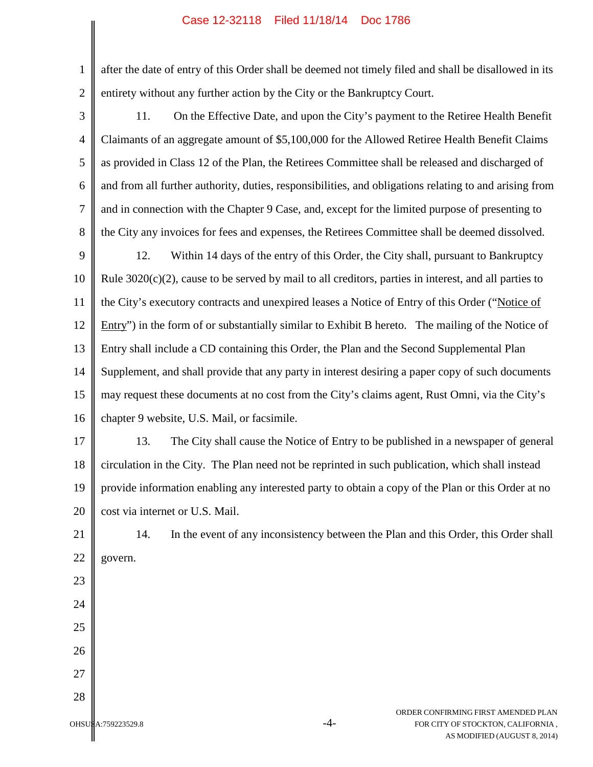after the date of entry of this Order shall be deemed not timely filed and shall be disallowed in its entirety without any further action by the City or the Bankruptcy Court.

11. On the Effective Date, and upon the City's payment to the Retiree Health Benefit Claimants of an aggregate amount of $5,100,000 for the Allowed Retiree Health Benefit Claims as provided in Class 12 of the Plan, the Retirees Committee shall be released and discharged of and from all further authority, duties, responsibilities, and obligations relating to and arising from and in connection with the Chapter 9 Case, and, except for the limited purpose of presenting to the City any invoices for fees and expenses, the Retirees Committee shall be deemed dissolved.

12. Within 14 days of the entry of this Order, the City shall, pursuant to Bankruptcy Rule 3020(c)(2), cause to be served by mail to all creditors, parties in interest, and all parties to the City's executory contracts and unexpired leases a Notice of Entry of this Order ("Notice of Entry") in the form of or substantially similar to Exhibit B hereto. The mailing of the Notice of Entry shall include a CD containing this Order, the Plan and the Second Supplemental Plan Supplement, and shall provide that any party in interest desiring a paper copy of such documents may request these documents at no cost from the City's claims agent, Rust Omni, via the City's chapter 9 website, U.S. Mail, or facsimile.

13. The City shall cause the Notice of Entry to be published in a newspaper of general circulation in the City. The Plan need not be reprinted in such publication, which shall instead provide information enabling any interested party to obtain a copy of the Plan or this Order at no cost via internet or U.S. Mail.

14. In the event of any inconsistency between the Plan and this Order, this Order shall govern.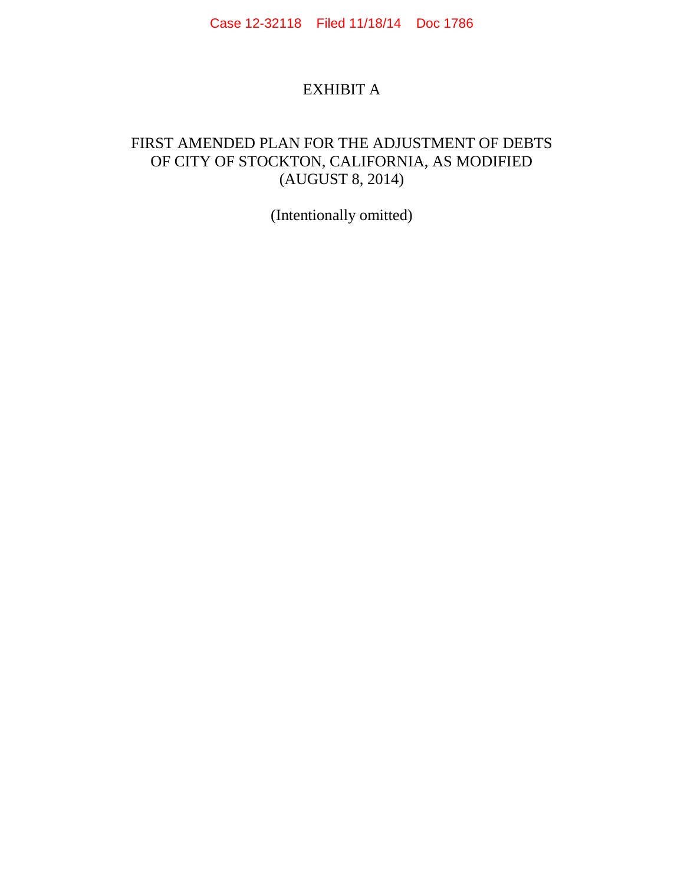# EXHIBIT A

## FIRST AMENDED PLAN FOR THE ADJUSTMENT OF DEBTS OF CITY OF STOCKTON, CALIFORNIA, AS MODIFIED (AUGUST 8, 2014)

(Intentionally omitted)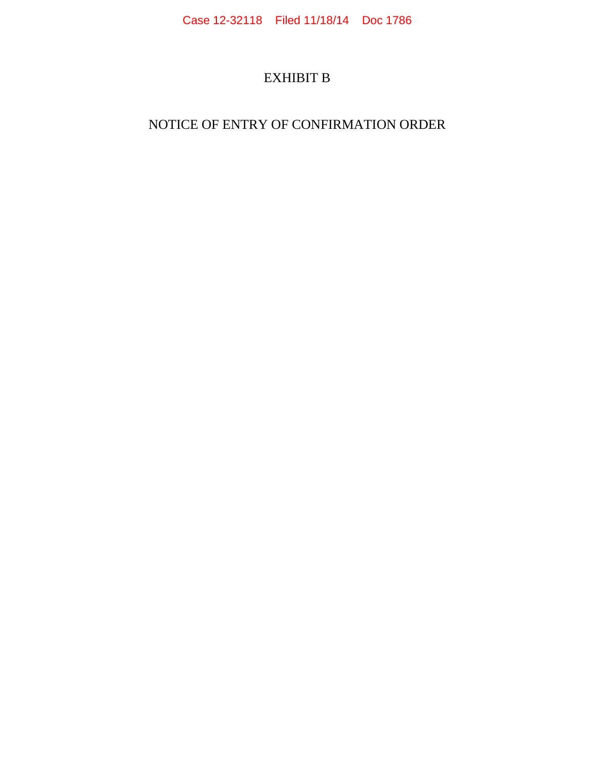# EXHIBIT B

## NOTICE OF ENTRY OF CONFIRMATION ORDER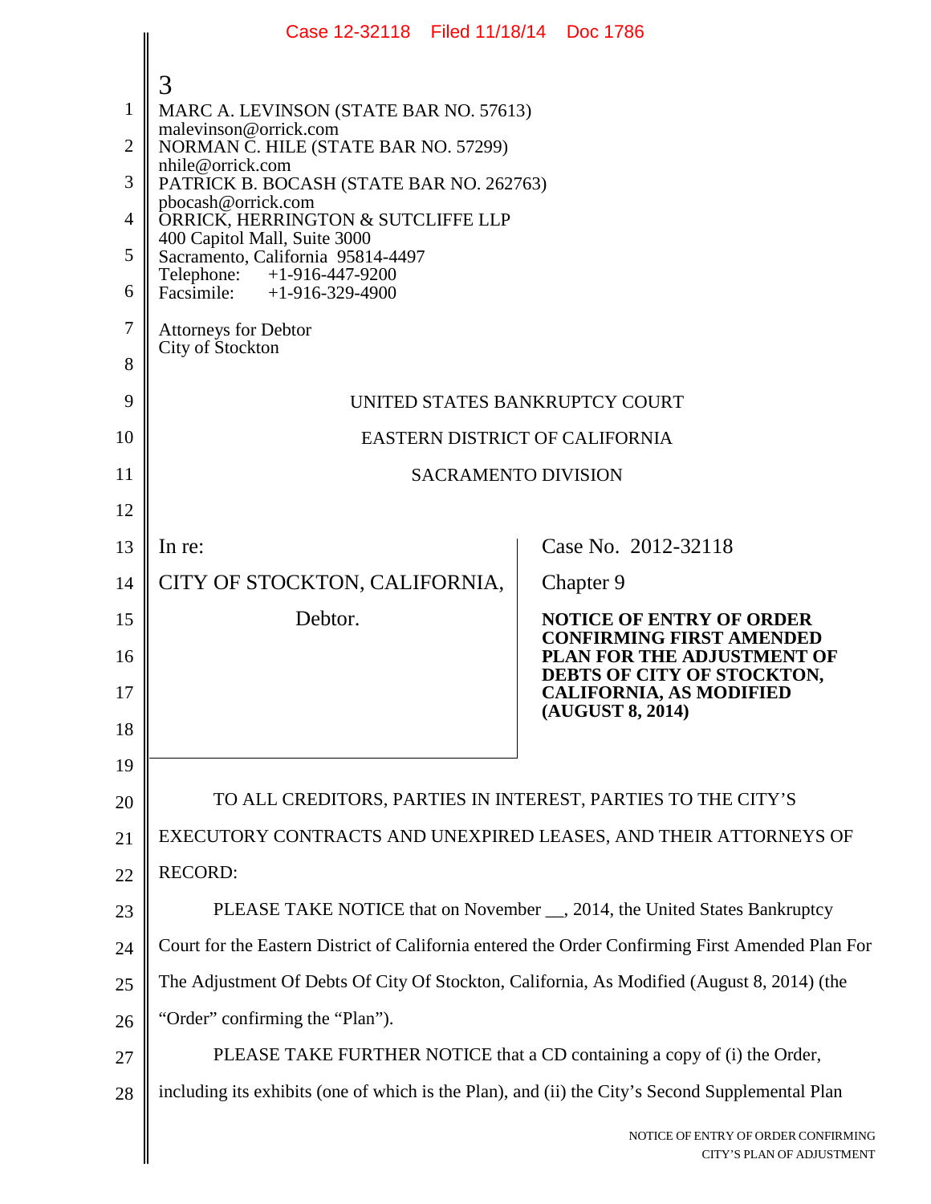3

MARC A. LEVINSON (STATE BAR NO. 57613)
malevinson@orrick.com
NORMAN C. HILE (STATE BAR NO. 57299)
nhile@orrick.com
PATRICK B. BOCASH (STATE BAR NO. 262763)
pbocash@orrick.com
ORRICK, HERRINGTON & SUTCLIFFE LLP
400 Capitol Mall, Suite 3000
Sacramento, California 95814-4497
Telephone: +1-916-447-9200
Facsimile: +1-916-329-4900

Attorneys for Debtor
City of Stockton

UNITED STATES BANKRUPTCY COURT

EASTERN DISTRICT OF CALIFORNIA

SACRAMENTO DIVISION

| | |
|---|---|
| In re:<br><br>CITY OF STOCKTON, CALIFORNIA,<br><br>Debtor. | Case No. 2012-32118<br><br>Chapter 9<br><br>**NOTICE OF ENTRY OF ORDER CONFIRMING FIRST AMENDED PLAN FOR THE ADJUSTMENT OF DEBTS OF CITY OF STOCKTON, CALIFORNIA, AS MODIFIED (AUGUST 8, 2014)** |

TO ALL CREDITORS, PARTIES IN INTEREST, PARTIES TO THE CITY'S EXECUTORY CONTRACTS AND UNEXPIRED LEASES, AND THEIR ATTORNEYS OF RECORD:

PLEASE TAKE NOTICE that on November __, 2014, the United States Bankruptcy Court for the Eastern District of California entered the Order Confirming First Amended Plan For The Adjustment Of Debts Of City Of Stockton, California, As Modified (August 8, 2014) (the "Order" confirming the "Plan").

PLEASE TAKE FURTHER NOTICE that a CD containing a copy of (i) the Order, including its exhibits (one of which is the Plan), and (ii) the City's Second Supplemental Plan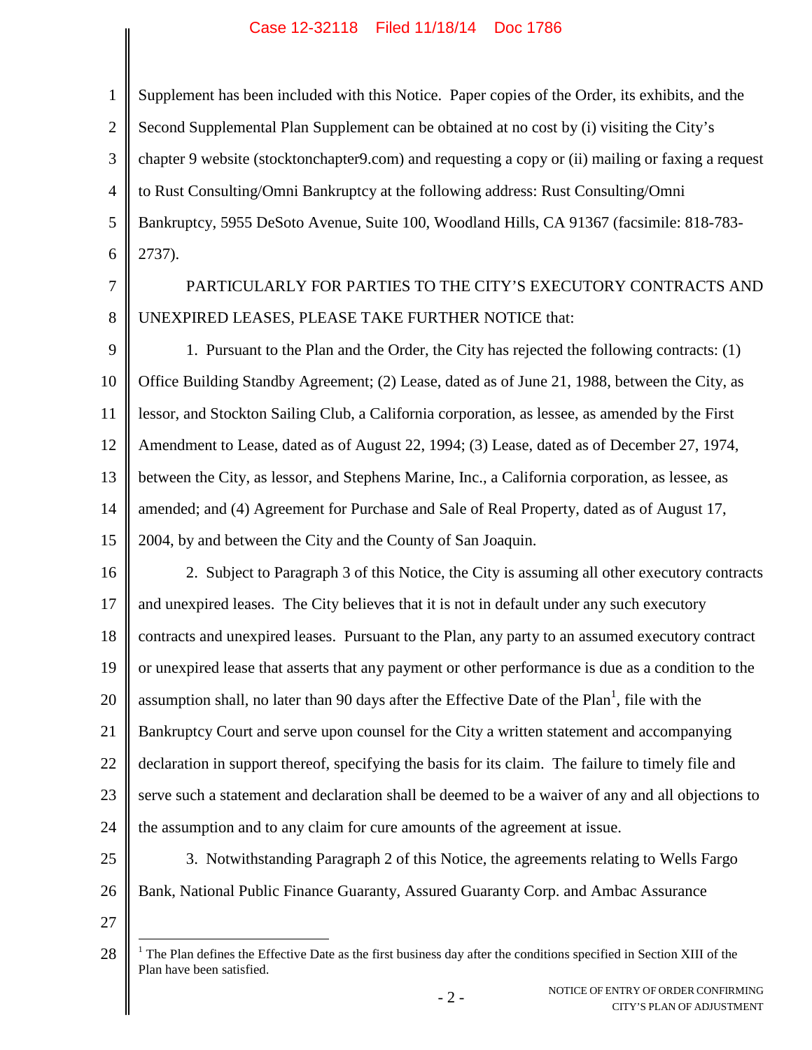Supplement has been included with this Notice. Paper copies of the Order, its exhibits, and the Second Supplemental Plan Supplement can be obtained at no cost by (i) visiting the City's chapter 9 website (stocktonchapter9.com) and requesting a copy or (ii) mailing or faxing a request to Rust Consulting/Omni Bankruptcy at the following address: Rust Consulting/Omni Bankruptcy, 5955 DeSoto Avenue, Suite 100, Woodland Hills, CA 91367 (facsimile: 818-783-2737).

PARTICULARLY FOR PARTIES TO THE CITY'S EXECUTORY CONTRACTS AND UNEXPIRED LEASES, PLEASE TAKE FURTHER NOTICE that:

1. Pursuant to the Plan and the Order, the City has rejected the following contracts: (1) Office Building Standby Agreement; (2) Lease, dated as of June 21, 1988, between the City, as lessor, and Stockton Sailing Club, a California corporation, as lessee, as amended by the First Amendment to Lease, dated as of August 22, 1994; (3) Lease, dated as of December 27, 1974, between the City, as lessor, and Stephens Marine, Inc., a California corporation, as lessee, as amended; and (4) Agreement for Purchase and Sale of Real Property, dated as of August 17, 2004, by and between the City and the County of San Joaquin.

2. Subject to Paragraph 3 of this Notice, the City is assuming all other executory contracts and unexpired leases. The City believes that it is not in default under any such executory contracts and unexpired leases. Pursuant to the Plan, any party to an assumed executory contract or unexpired lease that asserts that any payment or other performance is due as a condition to the assumption shall, no later than 90 days after the Effective Date of the Plan[1], file with the Bankruptcy Court and serve upon counsel for the City a written statement and accompanying declaration in support thereof, specifying the basis for its claim. The failure to timely file and serve such a statement and declaration shall be deemed to be a waiver of any and all objections to the assumption and to any claim for cure amounts of the agreement at issue.

3. Notwithstanding Paragraph 2 of this Notice, the agreements relating to Wells Fargo Bank, National Public Finance Guaranty, Assured Guaranty Corp. and Ambac Assurance

---

[1] The Plan defines the Effective Date as the first business day after the conditions specified in Section XIII of the Plan have been satisfied.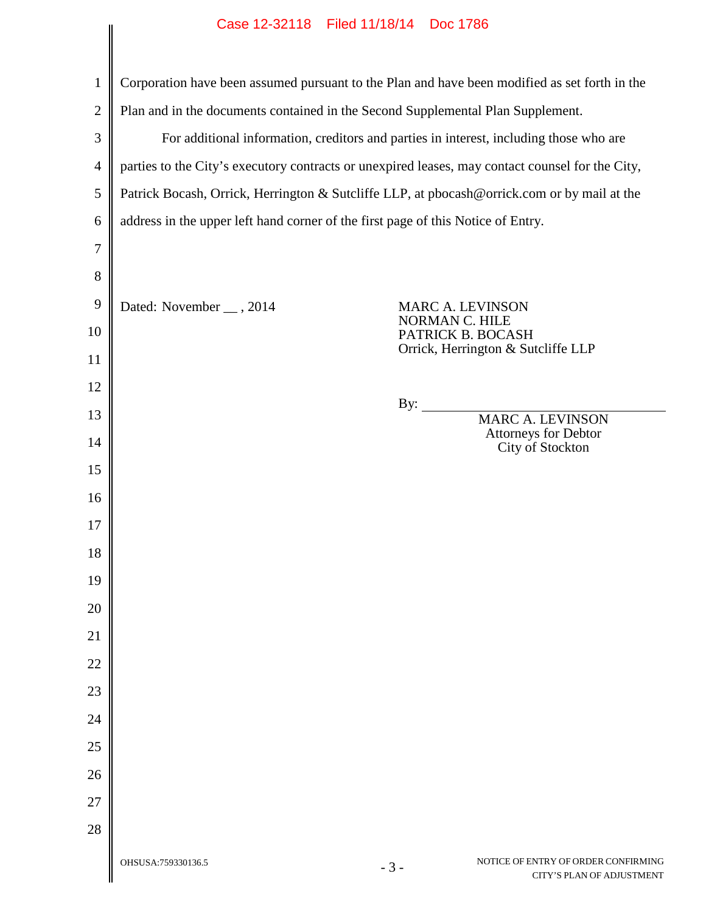Corporation have been assumed pursuant to the Plan and have been modified as set forth in the Plan and in the documents contained in the Second Supplemental Plan Supplement.

For additional information, creditors and parties in interest, including those who are parties to the City's executory contracts or unexpired leases, may contact counsel for the City, Patrick Bocash, Orrick, Herrington & Sutcliffe LLP, at pbocash@orrick.com or by mail at the address in the upper left hand corner of the first page of this Notice of Entry.

Dated: November __ , 2014

MARC A. LEVINSON
NORMAN C. HILE
PATRICK B. BOCASH
Orrick, Herrington & Sutcliffe LLP

By: ______________________________
MARC A. LEVINSON
Attorneys for Debtor
City of Stockton

OHSUSA:759330136.5

NOTICE OF ENTRY OF ORDER CONFIRMING CITY'S PLAN OF ADJUSTMENT